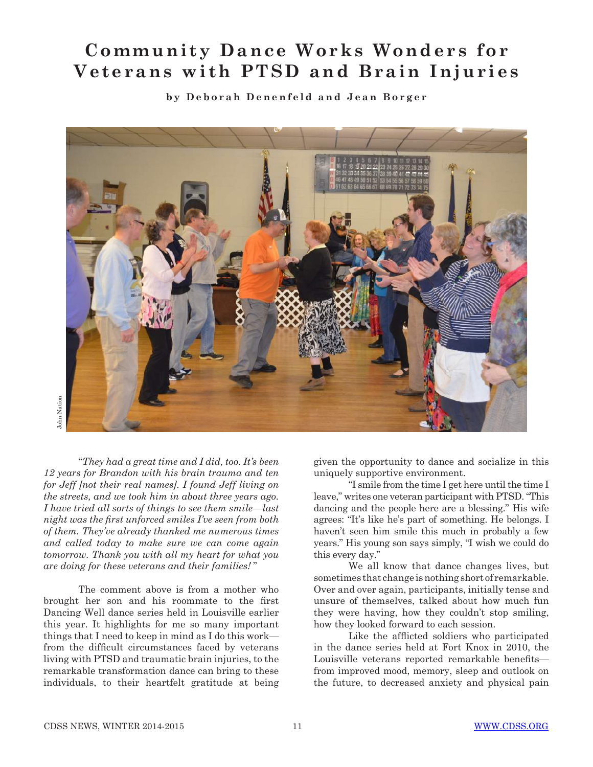# Community Dance Works Wonders for Veterans with PTSD and Brain Injuries

**by Deborah Denenfeld and Jean Borger**

John Nation

*"They had a great time and I did, too. It's been 12 years for Brandon with his brain trauma and ten for Jeff [not their real names]. I found Jeff living on the streets, and we took him in about three years ago. I have tried all sorts of things to see them smile—last night was the first unforced smiles I've seen from both of them. They've already thanked me numerous times and called today to make sure we can come again tomorrow. Thank you with all my heart for what you are doing for these veterans and their families!"*

The comment above is from a mother who brought her son and his roommate to the first Dancing Well dance series held in Louisville earlier this year. It highlights for me so many important things that I need to keep in mind as I do this work—from the difficult circumstances faced by veterans living with PTSD and traumatic brain injuries, to the remarkable transformation dance can bring to these individuals, to their heartfelt gratitude at being given the opportunity to dance and socialize in this uniquely supportive environment.

"I smile from the time I get here until the time I leave," writes one veteran participant with PTSD. "This dancing and the people here are a blessing." His wife agrees: "It's like he's part of something. He belongs. I haven't seen him smile this much in probably a few years." His young son says simply, "I wish we could do this every day."

We all know that dance changes lives, but sometimes that change is nothing short of remarkable. Over and over again, participants, initially tense and unsure of themselves, talked about how much fun they were having, how they couldn't stop smiling, how they looked forward to each session.

Like the afflicted soldiers who participated in the dance series held at Fort Knox in 2010, the Louisville veterans reported remarkable benefits—from improved mood, memory, sleep and outlook on the future, to decreased anxiety and physical pain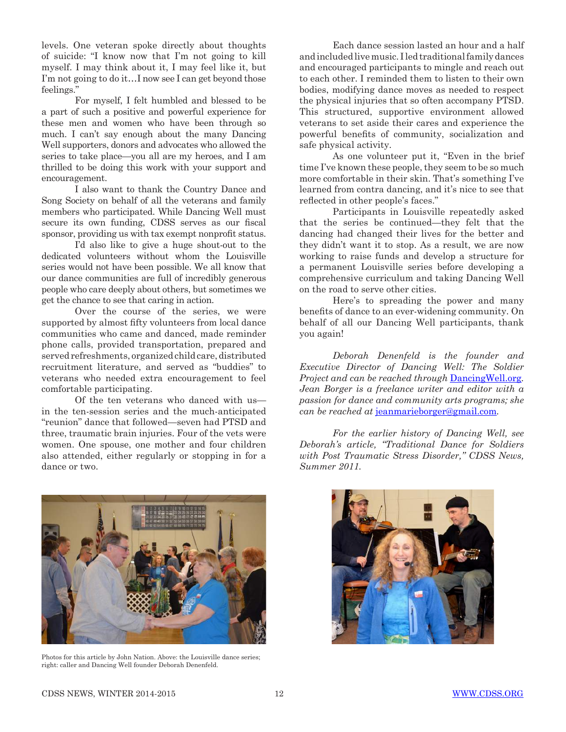levels. One veteran spoke directly about thoughts of suicide: "I know now that I'm not going to kill myself. I may think about it, I may feel like it, but I'm not going to do it…I now see I can get beyond those feelings."

For myself, I felt humbled and blessed to be a part of such a positive and powerful experience for these men and women who have been through so much. I can't say enough about the many Dancing Well supporters, donors and advocates who allowed the series to take place—you all are my heroes, and I am thrilled to be doing this work with your support and encouragement.

I also want to thank the Country Dance and Song Society on behalf of all the veterans and family members who participated. While Dancing Well must secure its own funding, CDSS serves as our fiscal sponsor, providing us with tax exempt nonprofit status.

I'd also like to give a huge shout-out to the dedicated volunteers without whom the Louisville series would not have been possible. We all know that our dance communities are full of incredibly generous people who care deeply about others, but sometimes we get the chance to see that caring in action.

Over the course of the series, we were supported by almost fifty volunteers from local dance communities who came and danced, made reminder phone calls, provided transportation, prepared and served refreshments, organized child care, distributed recruitment literature, and served as "buddies" to veterans who needed extra encouragement to feel comfortable participating.

Of the ten veterans who danced with us—in the ten-session series and the much-anticipated "reunion" dance that followed—seven had PTSD and three, traumatic brain injuries. Four of the vets were women. One spouse, one mother and four children also attended, either regularly or stopping in for a dance or two.

Photos for this article by John Nation. Above: the Louisville dance series; right: caller and Dancing Well founder Deborah Denenfeld.

Each dance session lasted an hour and a half and included live music. I led traditional family dances and encouraged participants to mingle and reach out to each other. I reminded them to listen to their own bodies, modifying dance moves as needed to respect the physical injuries that so often accompany PTSD. This structured, supportive environment allowed veterans to set aside their cares and experience the powerful benefits of community, socialization and safe physical activity.

As one volunteer put it, "Even in the brief time I've known these people, they seem to be so much more comfortable in their skin. That's something I've learned from contra dancing, and it's nice to see that reflected in other people's faces."

Participants in Louisville repeatedly asked that the series be continued—they felt that the dancing had changed their lives for the better and they didn't want it to stop. As a result, we are now working to raise funds and develop a structure for a permanent Louisville series before developing a comprehensive curriculum and taking Dancing Well on the road to serve other cities.

Here's to spreading the power and many benefits of dance to an ever-widening community. On behalf of all our Dancing Well participants, thank you again!

*Deborah Denenfeld is the founder and Executive Director of Dancing Well: The Soldier Project and can be reached through* DancingWell.org. *Jean Borger is a freelance writer and editor with a passion for dance and community arts programs; she can be reached at* jeanmarieborger@gmail.com.

*For the earlier history of Dancing Well, see Deborah's article, "Traditional Dance for Soldiers with Post Traumatic Stress Disorder," CDSS News, Summer 2011.*